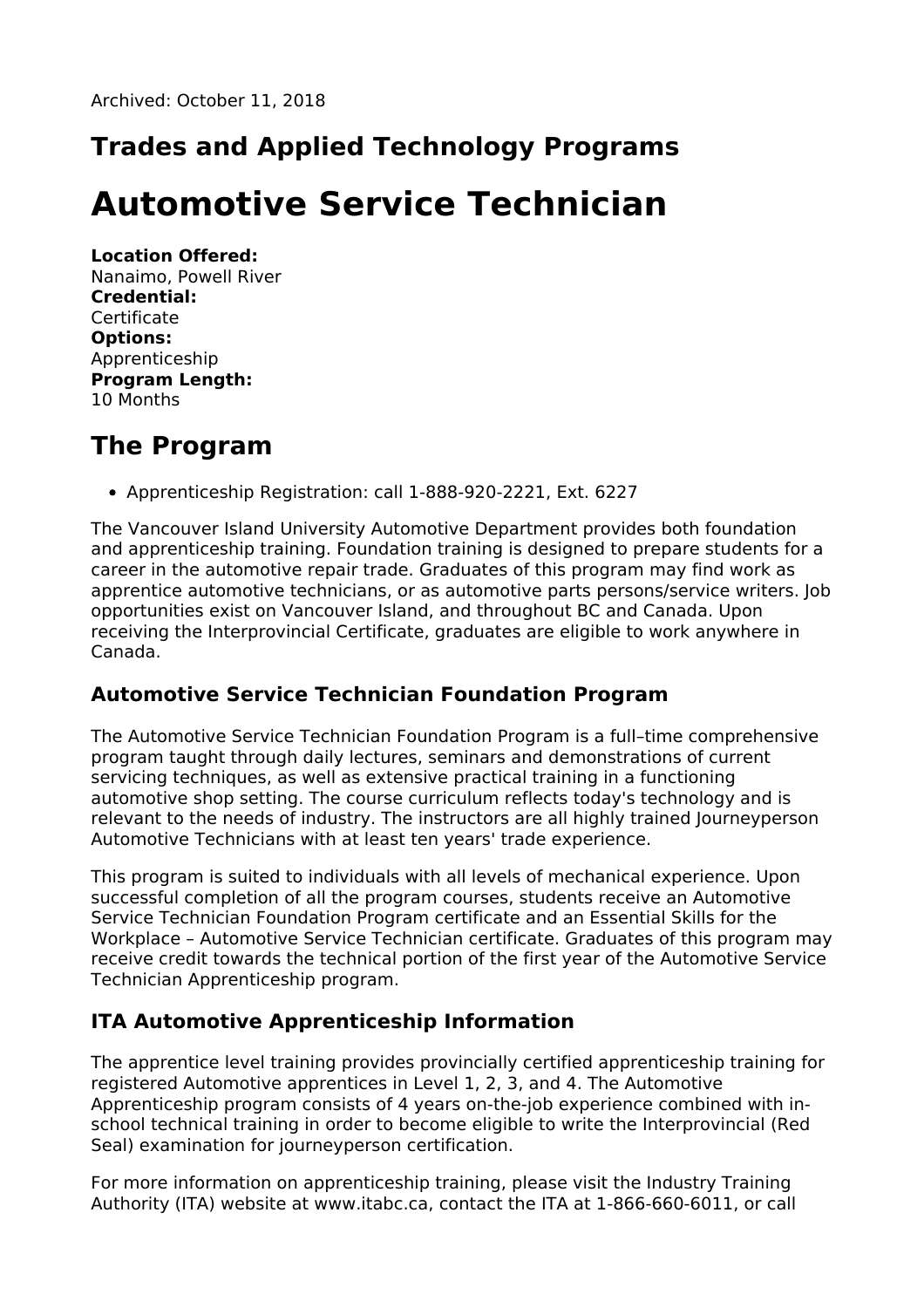Archived: October 11, 2018

## Trades and Applied Technology Programs

# Automotive Service Technician

**Location Offered:**
Nanaimo, Powell River
**Credential:**
Certificate
**Options:**
Apprenticeship
**Program Length:**
10 Months

## The Program

- Apprenticeship Registration: call 1-888-920-2221, Ext. 6227

The Vancouver Island University Automotive Department provides both foundation and apprenticeship training. Foundation training is designed to prepare students for a career in the automotive repair trade. Graduates of this program may find work as apprentice automotive technicians, or as automotive parts persons/service writers. Job opportunities exist on Vancouver Island, and throughout BC and Canada. Upon receiving the Interprovincial Certificate, graduates are eligible to work anywhere in Canada.

### Automotive Service Technician Foundation Program

The Automotive Service Technician Foundation Program is a full–time comprehensive program taught through daily lectures, seminars and demonstrations of current servicing techniques, as well as extensive practical training in a functioning automotive shop setting. The course curriculum reflects today's technology and is relevant to the needs of industry. The instructors are all highly trained Journeyperson Automotive Technicians with at least ten years' trade experience.

This program is suited to individuals with all levels of mechanical experience. Upon successful completion of all the program courses, students receive an Automotive Service Technician Foundation Program certificate and an Essential Skills for the Workplace – Automotive Service Technician certificate. Graduates of this program may receive credit towards the technical portion of the first year of the Automotive Service Technician Apprenticeship program.

### ITA Automotive Apprenticeship Information

The apprentice level training provides provincially certified apprenticeship training for registered Automotive apprentices in Level 1, 2, 3, and 4. The Automotive Apprenticeship program consists of 4 years on-the-job experience combined with in-school technical training in order to become eligible to write the Interprovincial (Red Seal) examination for journeyperson certification.

For more information on apprenticeship training, please visit the Industry Training Authority (ITA) website at www.itabc.ca, contact the ITA at 1-866-660-6011, or call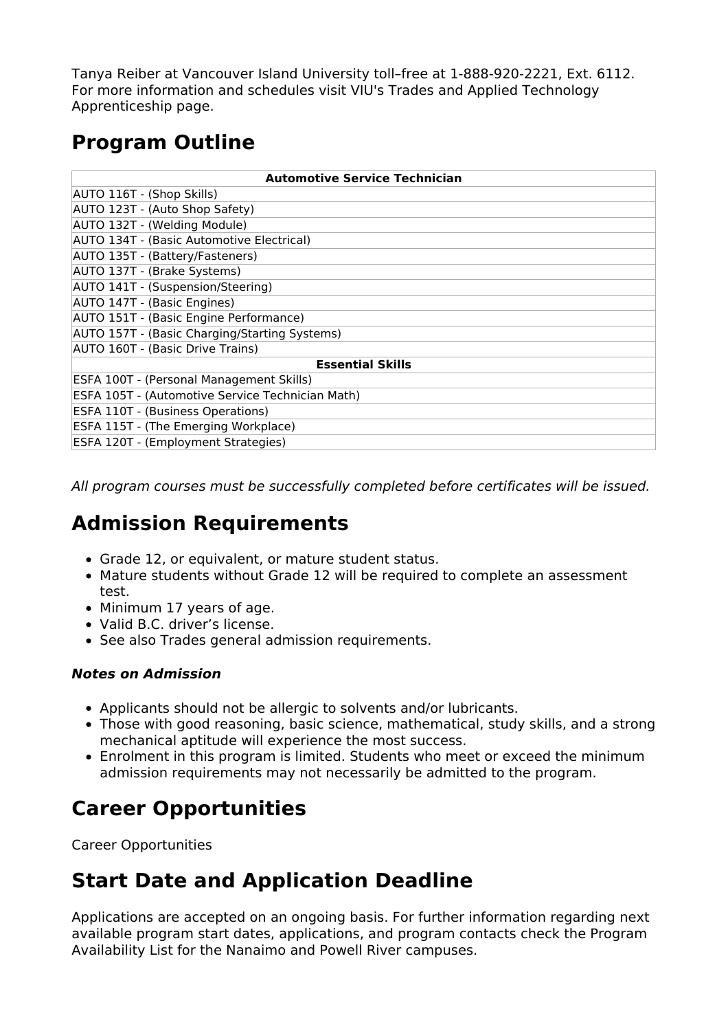Tanya Reiber at Vancouver Island University toll–free at 1-888-920-2221, Ext. 6112. For more information and schedules visit VIU's Trades and Applied Technology Apprenticeship page.

## Program Outline

| Automotive Service Technician |
|---|
| AUTO 116T - (Shop Skills) |
| AUTO 123T - (Auto Shop Safety) |
| AUTO 132T - (Welding Module) |
| AUTO 134T - (Basic Automotive Electrical) |
| AUTO 135T - (Battery/Fasteners) |
| AUTO 137T - (Brake Systems) |
| AUTO 141T - (Suspension/Steering) |
| AUTO 147T - (Basic Engines) |
| AUTO 151T - (Basic Engine Performance) |
| AUTO 157T - (Basic Charging/Starting Systems) |
| AUTO 160T - (Basic Drive Trains) |
| **Essential Skills** |
| ESFA 100T - (Personal Management Skills) |
| ESFA 105T - (Automotive Service Technician Math) |
| ESFA 110T - (Business Operations) |
| ESFA 115T - (The Emerging Workplace) |
| ESFA 120T - (Employment Strategies) |

*All program courses must be successfully completed before certificates will be issued.*

## Admission Requirements

- Grade 12, or equivalent, or mature student status.
- Mature students without Grade 12 will be required to complete an assessment test.
- Minimum 17 years of age.
- Valid B.C. driver's license.
- See also Trades general admission requirements.

#### ***Notes on Admission***

- Applicants should not be allergic to solvents and/or lubricants.
- Those with good reasoning, basic science, mathematical, study skills, and a strong mechanical aptitude will experience the most success.
- Enrolment in this program is limited. Students who meet or exceed the minimum admission requirements may not necessarily be admitted to the program.

## Career Opportunities

Career Opportunities

## Start Date and Application Deadline

Applications are accepted on an ongoing basis. For further information regarding next available program start dates, applications, and program contacts check the Program Availability List for the Nanaimo and Powell River campuses.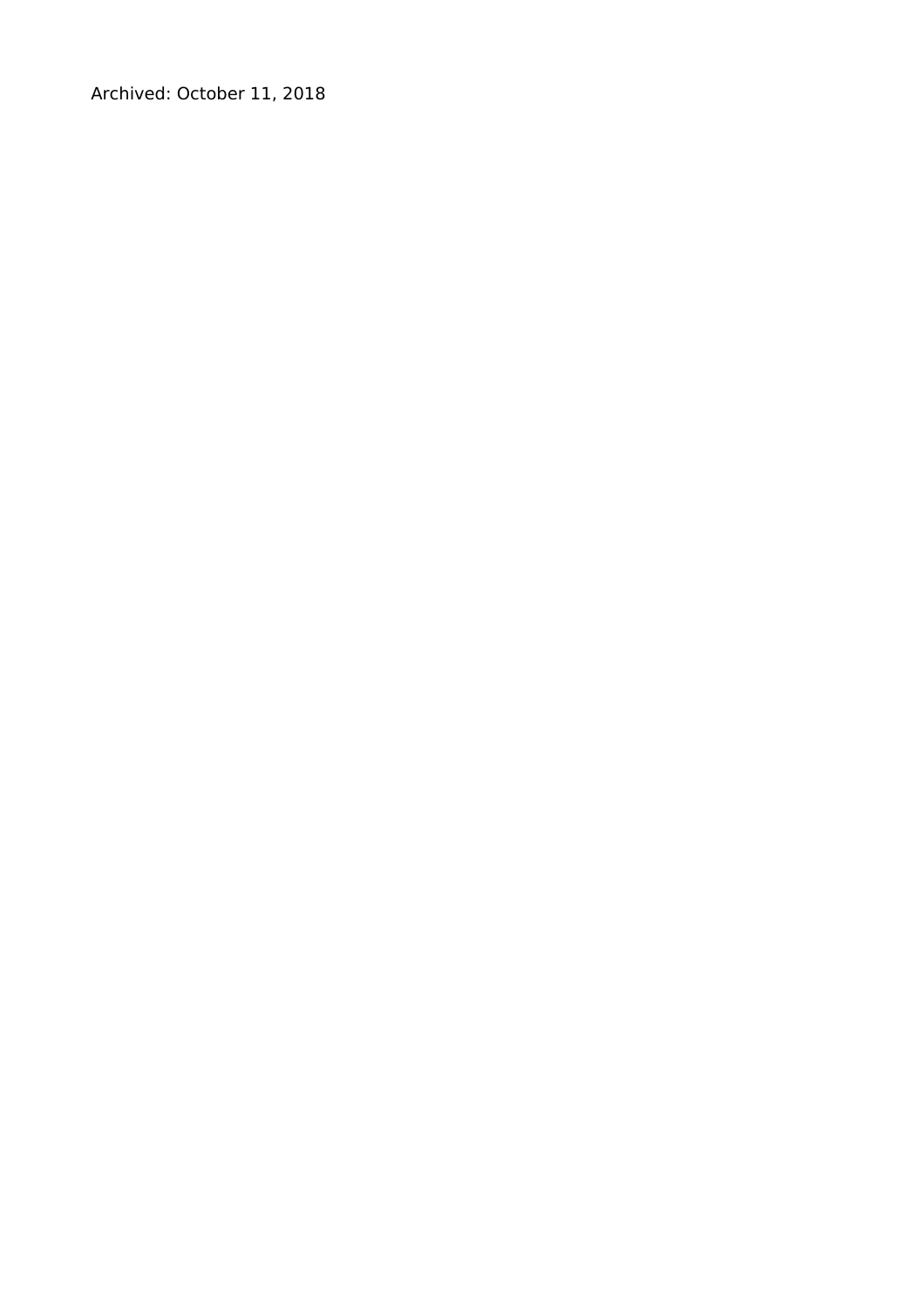Archived: October 11, 2018